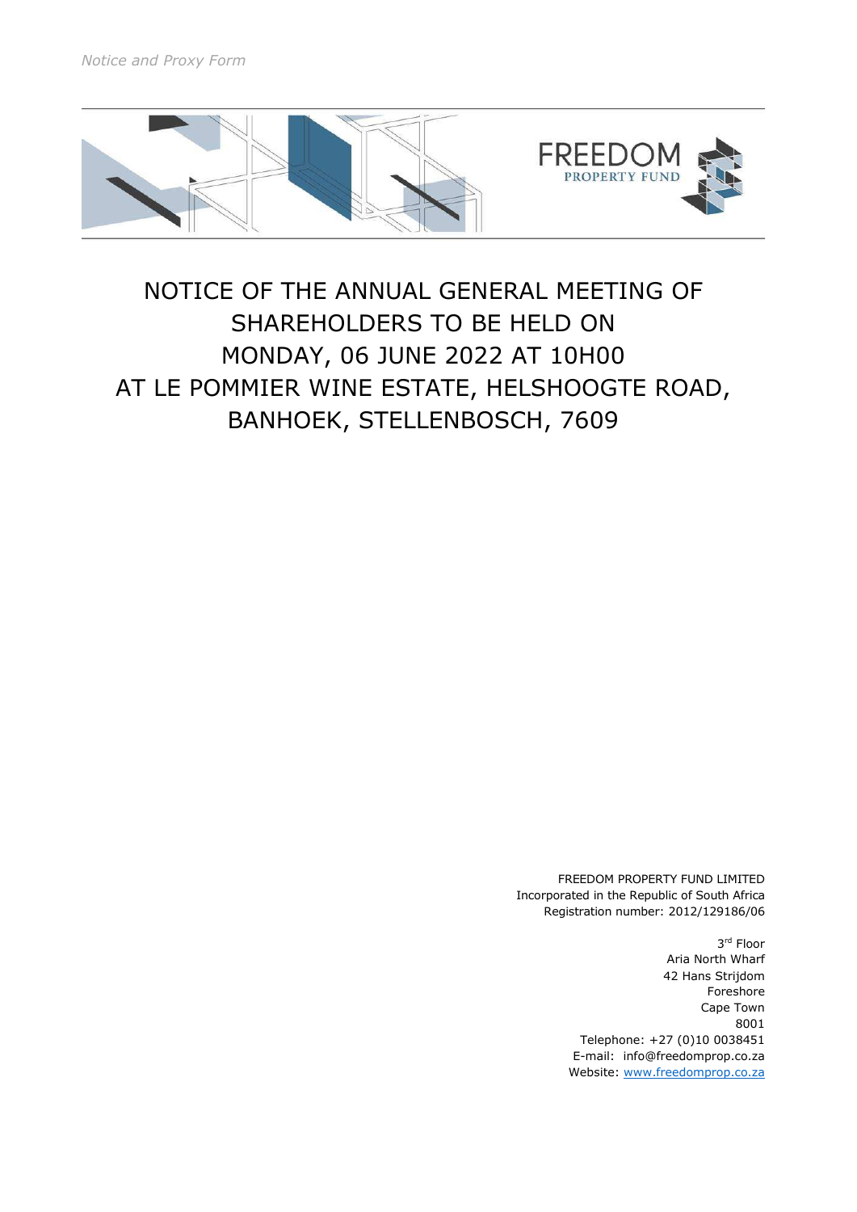# NOTICE OF THE ANNUAL GENERAL MEETING OF SHAREHOLDERS TO BE HELD ON MONDAY, 06 JUNE 2022 AT 10H00 AT LE POMMIER WINE ESTATE, HELSHOOGTE ROAD, BANHOEK, STELLENBOSCH, 7609

FREEDOM PROPERTY FUND LIMITED
Incorporated in the Republic of South Africa
Registration number: 2012/129186/06

3rd Floor
Aria North Wharf
42 Hans Strijdom
Foreshore
Cape Town
8001
Telephone: +27 (0)10 0038451
E-mail: info@freedomprop.co.za
Website: www.freedomprop.co.za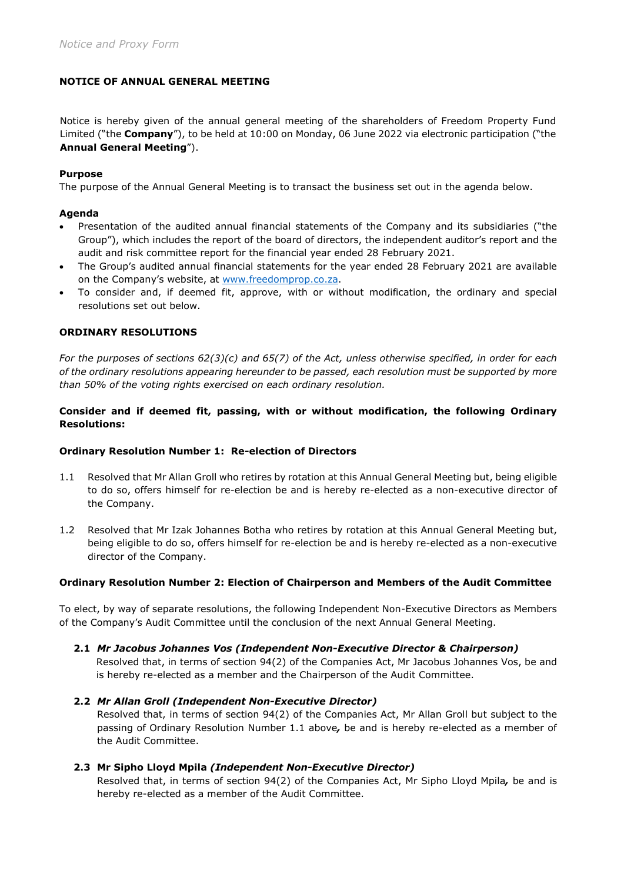*Notice and Proxy Form*

**NOTICE OF ANNUAL GENERAL MEETING**

Notice is hereby given of the annual general meeting of the shareholders of Freedom Property Fund Limited ("the **Company**"), to be held at 10:00 on Monday, 06 June 2022 via electronic participation ("the **Annual General Meeting**").

**Purpose**

The purpose of the Annual General Meeting is to transact the business set out in the agenda below.

**Agenda**

- Presentation of the audited annual financial statements of the Company and its subsidiaries ("the Group"), which includes the report of the board of directors, the independent auditor's report and the audit and risk committee report for the financial year ended 28 February 2021.
- The Group's audited annual financial statements for the year ended 28 February 2021 are available on the Company's website, at [www.freedomprop.co.za](www.freedomprop.co.za).
- To consider and, if deemed fit, approve, with or without modification, the ordinary and special resolutions set out below.

**ORDINARY RESOLUTIONS**

*For the purposes of sections 62(3)(c) and 65(7) of the Act, unless otherwise specified, in order for each of the ordinary resolutions appearing hereunder to be passed, each resolution must be supported by more than 50% of the voting rights exercised on each ordinary resolution.*

**Consider and if deemed fit, passing, with or without modification, the following Ordinary Resolutions:**

**Ordinary Resolution Number 1: Re-election of Directors**

1.1 Resolved that Mr Allan Groll who retires by rotation at this Annual General Meeting but, being eligible to do so, offers himself for re-election be and is hereby re-elected as a non-executive director of the Company.

1.2 Resolved that Mr Izak Johannes Botha who retires by rotation at this Annual General Meeting but, being eligible to do so, offers himself for re-election be and is hereby re-elected as a non-executive director of the Company.

**Ordinary Resolution Number 2: Election of Chairperson and Members of the Audit Committee**

To elect, by way of separate resolutions, the following Independent Non-Executive Directors as Members of the Company's Audit Committee until the conclusion of the next Annual General Meeting.

**2.1** ***Mr Jacobus Johannes Vos (Independent Non-Executive Director & Chairperson)***
Resolved that, in terms of section 94(2) of the Companies Act, Mr Jacobus Johannes Vos, be and is hereby re-elected as a member and the Chairperson of the Audit Committee.

**2.2** ***Mr Allan Groll (Independent Non-Executive Director)***
Resolved that, in terms of section 94(2) of the Companies Act, Mr Allan Groll but subject to the passing of Ordinary Resolution Number 1.1 above*,* be and is hereby re-elected as a member of the Audit Committee.

**2.3 Mr Sipho Lloyd Mpila** ***(Independent Non-Executive Director)***
Resolved that, in terms of section 94(2) of the Companies Act, Mr Sipho Lloyd Mpila*,* be and is hereby re-elected as a member of the Audit Committee.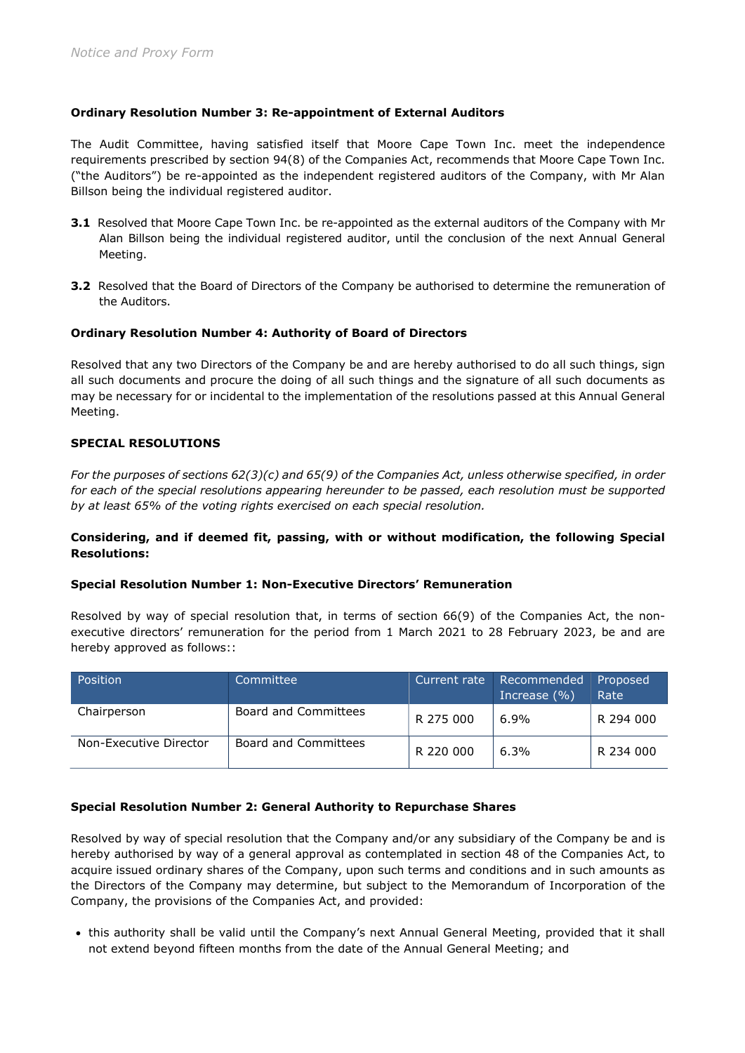**Ordinary Resolution Number 3: Re-appointment of External Auditors**

The Audit Committee, having satisfied itself that Moore Cape Town Inc. meet the independence requirements prescribed by section 94(8) of the Companies Act, recommends that Moore Cape Town Inc. ("the Auditors") be re-appointed as the independent registered auditors of the Company, with Mr Alan Billson being the individual registered auditor.

**3.1** Resolved that Moore Cape Town Inc. be re-appointed as the external auditors of the Company with Mr Alan Billson being the individual registered auditor, until the conclusion of the next Annual General Meeting.

**3.2** Resolved that the Board of Directors of the Company be authorised to determine the remuneration of the Auditors.

**Ordinary Resolution Number 4: Authority of Board of Directors**

Resolved that any two Directors of the Company be and are hereby authorised to do all such things, sign all such documents and procure the doing of all such things and the signature of all such documents as may be necessary for or incidental to the implementation of the resolutions passed at this Annual General Meeting.

**SPECIAL RESOLUTIONS**

*For the purposes of sections 62(3)(c) and 65(9) of the Companies Act, unless otherwise specified, in order for each of the special resolutions appearing hereunder to be passed, each resolution must be supported by at least 65% of the voting rights exercised on each special resolution.*

**Considering, and if deemed fit, passing, with or without modification, the following Special Resolutions:**

**Special Resolution Number 1: Non-Executive Directors' Remuneration**

Resolved by way of special resolution that, in terms of section 66(9) of the Companies Act, the non-executive directors' remuneration for the period from 1 March 2021 to 28 February 2023, be and are hereby approved as follows::

| Position | Committee | Current rate | Recommended Increase (%) | Proposed Rate |
|---|---|---|---|---|
| Chairperson | Board and Committees | R 275 000 | 6.9% | R 294 000 |
| Non-Executive Director | Board and Committees | R 220 000 | 6.3% | R 234 000 |

**Special Resolution Number 2: General Authority to Repurchase Shares**

Resolved by way of special resolution that the Company and/or any subsidiary of the Company be and is hereby authorised by way of a general approval as contemplated in section 48 of the Companies Act, to acquire issued ordinary shares of the Company, upon such terms and conditions and in such amounts as the Directors of the Company may determine, but subject to the Memorandum of Incorporation of the Company, the provisions of the Companies Act, and provided:

- this authority shall be valid until the Company's next Annual General Meeting, provided that it shall not extend beyond fifteen months from the date of the Annual General Meeting; and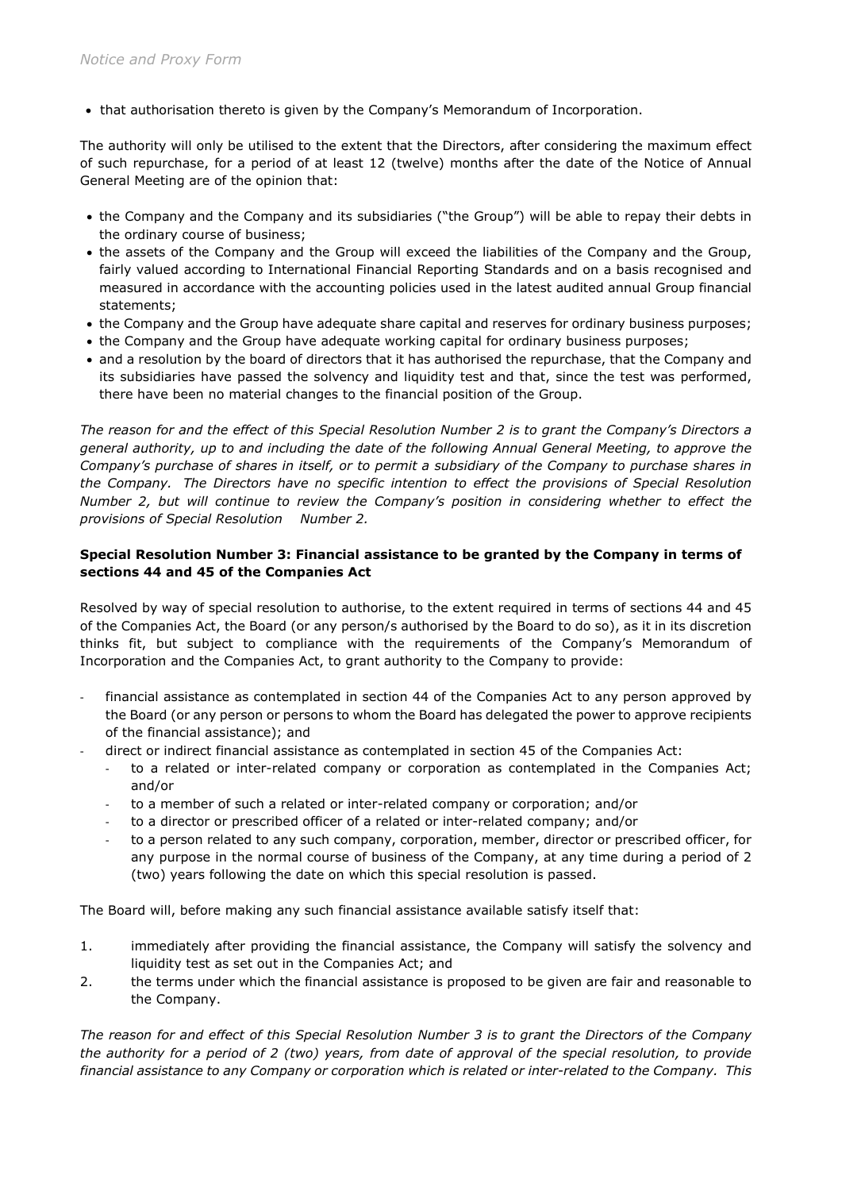- that authorisation thereto is given by the Company's Memorandum of Incorporation.

The authority will only be utilised to the extent that the Directors, after considering the maximum effect of such repurchase, for a period of at least 12 (twelve) months after the date of the Notice of Annual General Meeting are of the opinion that:

- the Company and the Company and its subsidiaries ("the Group") will be able to repay their debts in the ordinary course of business;
- the assets of the Company and the Group will exceed the liabilities of the Company and the Group, fairly valued according to International Financial Reporting Standards and on a basis recognised and measured in accordance with the accounting policies used in the latest audited annual Group financial statements;
- the Company and the Group have adequate share capital and reserves for ordinary business purposes;
- the Company and the Group have adequate working capital for ordinary business purposes;
- and a resolution by the board of directors that it has authorised the repurchase, that the Company and its subsidiaries have passed the solvency and liquidity test and that, since the test was performed, there have been no material changes to the financial position of the Group.

*The reason for and the effect of this Special Resolution Number 2 is to grant the Company's Directors a general authority, up to and including the date of the following Annual General Meeting, to approve the Company's purchase of shares in itself, or to permit a subsidiary of the Company to purchase shares in the Company. The Directors have no specific intention to effect the provisions of Special Resolution Number 2, but will continue to review the Company's position in considering whether to effect the provisions of Special Resolution Number 2.*

**Special Resolution Number 3: Financial assistance to be granted by the Company in terms of sections 44 and 45 of the Companies Act**

Resolved by way of special resolution to authorise, to the extent required in terms of sections 44 and 45 of the Companies Act, the Board (or any person/s authorised by the Board to do so), as it in its discretion thinks fit, but subject to compliance with the requirements of the Company's Memorandum of Incorporation and the Companies Act, to grant authority to the Company to provide:

- financial assistance as contemplated in section 44 of the Companies Act to any person approved by the Board (or any person or persons to whom the Board has delegated the power to approve recipients of the financial assistance); and
- direct or indirect financial assistance as contemplated in section 45 of the Companies Act:
  - to a related or inter-related company or corporation as contemplated in the Companies Act; and/or
  - to a member of such a related or inter-related company or corporation; and/or
  - to a director or prescribed officer of a related or inter-related company; and/or
  - to a person related to any such company, corporation, member, director or prescribed officer, for any purpose in the normal course of business of the Company, at any time during a period of 2 (two) years following the date on which this special resolution is passed.

The Board will, before making any such financial assistance available satisfy itself that:

1. immediately after providing the financial assistance, the Company will satisfy the solvency and liquidity test as set out in the Companies Act; and
2. the terms under which the financial assistance is proposed to be given are fair and reasonable to the Company.

*The reason for and effect of this Special Resolution Number 3 is to grant the Directors of the Company the authority for a period of 2 (two) years, from date of approval of the special resolution, to provide financial assistance to any Company or corporation which is related or inter-related to the Company. This*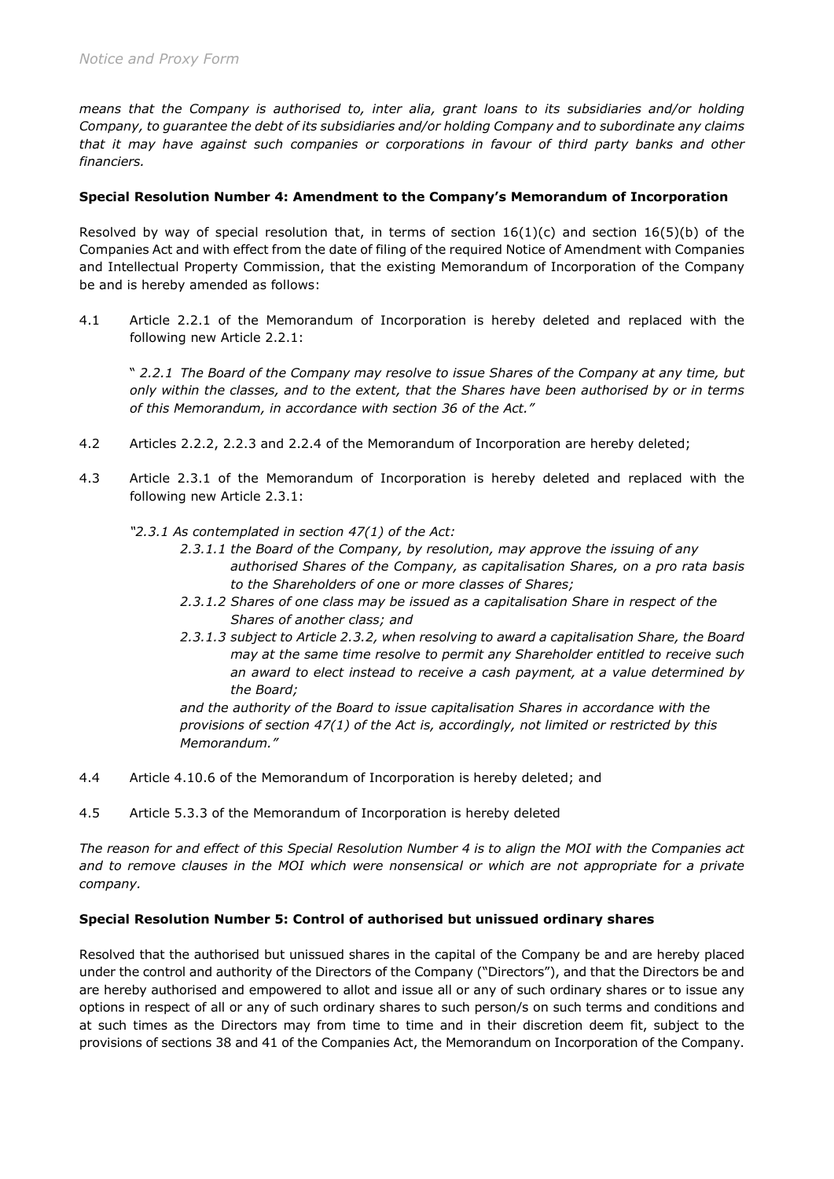*means that the Company is authorised to, inter alia, grant loans to its subsidiaries and/or holding Company, to guarantee the debt of its subsidiaries and/or holding Company and to subordinate any claims that it may have against such companies or corporations in favour of third party banks and other financiers.*

**Special Resolution Number 4: Amendment to the Company's Memorandum of Incorporation**

Resolved by way of special resolution that, in terms of section 16(1)(c) and section 16(5)(b) of the Companies Act and with effect from the date of filing of the required Notice of Amendment with Companies and Intellectual Property Commission, that the existing Memorandum of Incorporation of the Company be and is hereby amended as follows:

4.1 Article 2.2.1 of the Memorandum of Incorporation is hereby deleted and replaced with the following new Article 2.2.1:

" *2.2.1 The Board of the Company may resolve to issue Shares of the Company at any time, but only within the classes, and to the extent, that the Shares have been authorised by or in terms of this Memorandum, in accordance with section 36 of the Act."*

4.2 Articles 2.2.2, 2.2.3 and 2.2.4 of the Memorandum of Incorporation are hereby deleted;

4.3 Article 2.3.1 of the Memorandum of Incorporation is hereby deleted and replaced with the following new Article 2.3.1:

*"2.3.1 As contemplated in section 47(1) of the Act:*

*2.3.1.1 the Board of the Company, by resolution, may approve the issuing of any authorised Shares of the Company, as capitalisation Shares, on a pro rata basis to the Shareholders of one or more classes of Shares;*

*2.3.1.2 Shares of one class may be issued as a capitalisation Share in respect of the Shares of another class; and*

*2.3.1.3 subject to Article 2.3.2, when resolving to award a capitalisation Share, the Board may at the same time resolve to permit any Shareholder entitled to receive such an award to elect instead to receive a cash payment, at a value determined by the Board;*

*and the authority of the Board to issue capitalisation Shares in accordance with the provisions of section 47(1) of the Act is, accordingly, not limited or restricted by this Memorandum."*

4.4 Article 4.10.6 of the Memorandum of Incorporation is hereby deleted; and

4.5 Article 5.3.3 of the Memorandum of Incorporation is hereby deleted

*The reason for and effect of this Special Resolution Number 4 is to align the MOI with the Companies act and to remove clauses in the MOI which were nonsensical or which are not appropriate for a private company.*

**Special Resolution Number 5: Control of authorised but unissued ordinary shares**

Resolved that the authorised but unissued shares in the capital of the Company be and are hereby placed under the control and authority of the Directors of the Company ("Directors"), and that the Directors be and are hereby authorised and empowered to allot and issue all or any of such ordinary shares or to issue any options in respect of all or any of such ordinary shares to such person/s on such terms and conditions and at such times as the Directors may from time to time and in their discretion deem fit, subject to the provisions of sections 38 and 41 of the Companies Act, the Memorandum on Incorporation of the Company.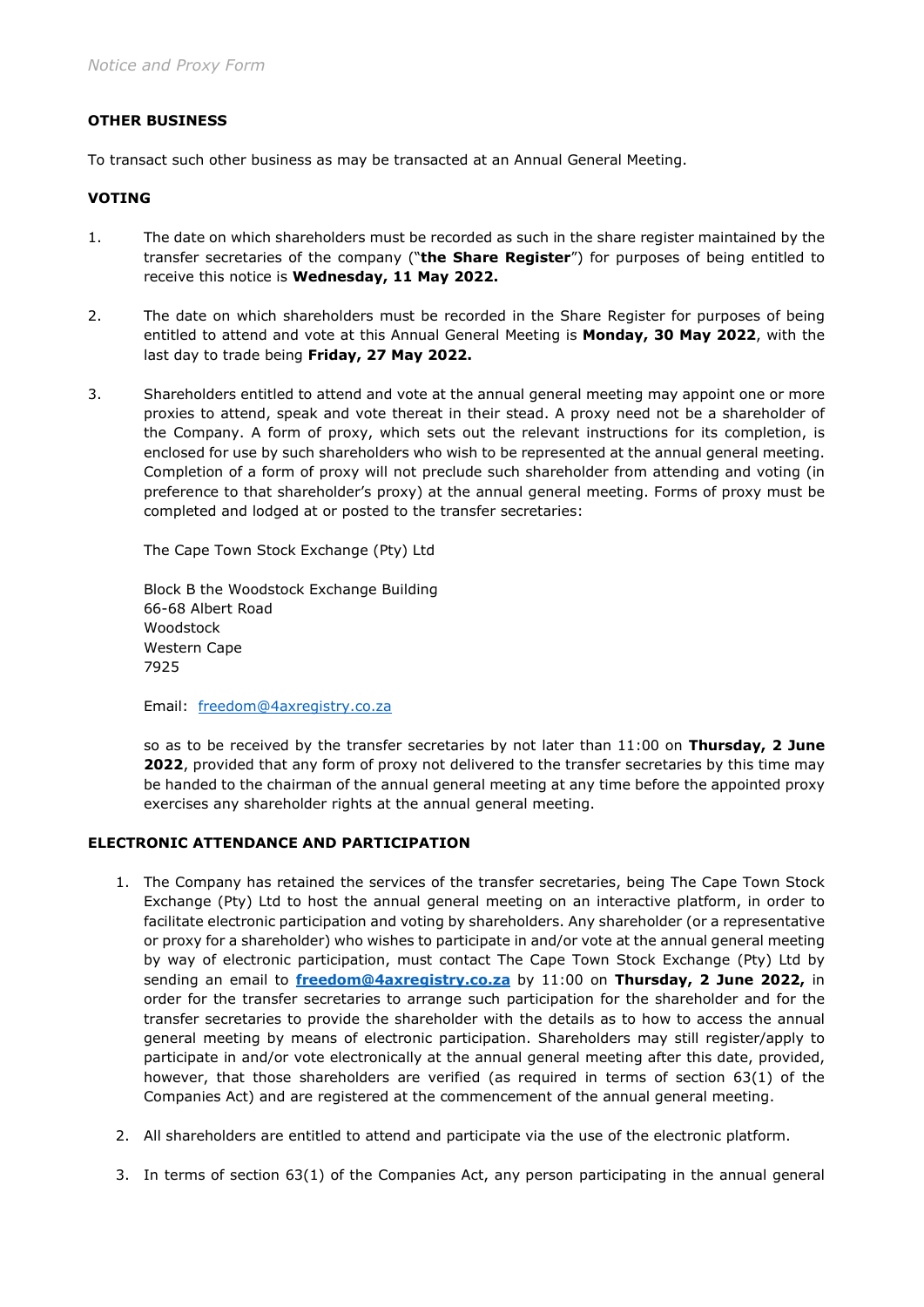## OTHER BUSINESS

To transact such other business as may be transacted at an Annual General Meeting.

## VOTING

1. The date on which shareholders must be recorded as such in the share register maintained by the transfer secretaries of the company ("**the Share Register**") for purposes of being entitled to receive this notice is **Wednesday, 11 May 2022.**

2. The date on which shareholders must be recorded in the Share Register for purposes of being entitled to attend and vote at this Annual General Meeting is **Monday, 30 May 2022**, with the last day to trade being **Friday, 27 May 2022.**

3. Shareholders entitled to attend and vote at the annual general meeting may appoint one or more proxies to attend, speak and vote thereat in their stead. A proxy need not be a shareholder of the Company. A form of proxy, which sets out the relevant instructions for its completion, is enclosed for use by such shareholders who wish to be represented at the annual general meeting. Completion of a form of proxy will not preclude such shareholder from attending and voting (in preference to that shareholder's proxy) at the annual general meeting. Forms of proxy must be completed and lodged at or posted to the transfer secretaries:

   The Cape Town Stock Exchange (Pty) Ltd

   Block B the Woodstock Exchange Building
   66-68 Albert Road
   Woodstock
   Western Cape
   7925

   Email: freedom@4axregistry.co.za

   so as to be received by the transfer secretaries by not later than 11:00 on **Thursday, 2 June 2022**, provided that any form of proxy not delivered to the transfer secretaries by this time may be handed to the chairman of the annual general meeting at any time before the appointed proxy exercises any shareholder rights at the annual general meeting.

## ELECTRONIC ATTENDANCE AND PARTICIPATION

1. The Company has retained the services of the transfer secretaries, being The Cape Town Stock Exchange (Pty) Ltd to host the annual general meeting on an interactive platform, in order to facilitate electronic participation and voting by shareholders. Any shareholder (or a representative or proxy for a shareholder) who wishes to participate in and/or vote at the annual general meeting by way of electronic participation, must contact The Cape Town Stock Exchange (Pty) Ltd by sending an email to **freedom@4axregistry.co.za** by 11:00 on **Thursday, 2 June 2022,** in order for the transfer secretaries to arrange such participation for the shareholder and for the transfer secretaries to provide the shareholder with the details as to how to access the annual general meeting by means of electronic participation. Shareholders may still register/apply to participate in and/or vote electronically at the annual general meeting after this date, provided, however, that those shareholders are verified (as required in terms of section 63(1) of the Companies Act) and are registered at the commencement of the annual general meeting.

2. All shareholders are entitled to attend and participate via the use of the electronic platform.

3. In terms of section 63(1) of the Companies Act, any person participating in the annual general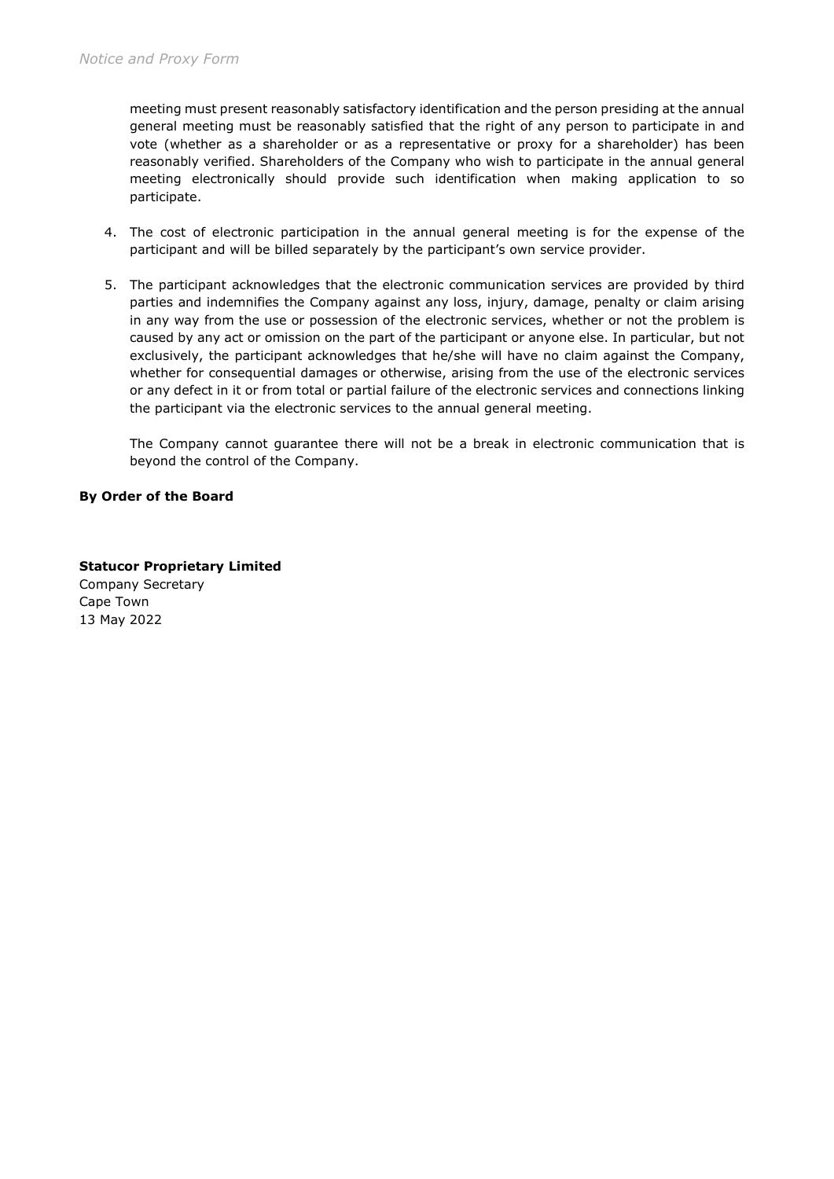meeting must present reasonably satisfactory identification and the person presiding at the annual general meeting must be reasonably satisfied that the right of any person to participate in and vote (whether as a shareholder or as a representative or proxy for a shareholder) has been reasonably verified. Shareholders of the Company who wish to participate in the annual general meeting electronically should provide such identification when making application to so participate.

4. The cost of electronic participation in the annual general meeting is for the expense of the participant and will be billed separately by the participant's own service provider.

5. The participant acknowledges that the electronic communication services are provided by third parties and indemnifies the Company against any loss, injury, damage, penalty or claim arising in any way from the use or possession of the electronic services, whether or not the problem is caused by any act or omission on the part of the participant or anyone else. In particular, but not exclusively, the participant acknowledges that he/she will have no claim against the Company, whether for consequential damages or otherwise, arising from the use of the electronic services or any defect in it or from total or partial failure of the electronic services and connections linking the participant via the electronic services to the annual general meeting.

   The Company cannot guarantee there will not be a break in electronic communication that is beyond the control of the Company.

**By Order of the Board**

**Statucor Proprietary Limited**
Company Secretary
Cape Town
13 May 2022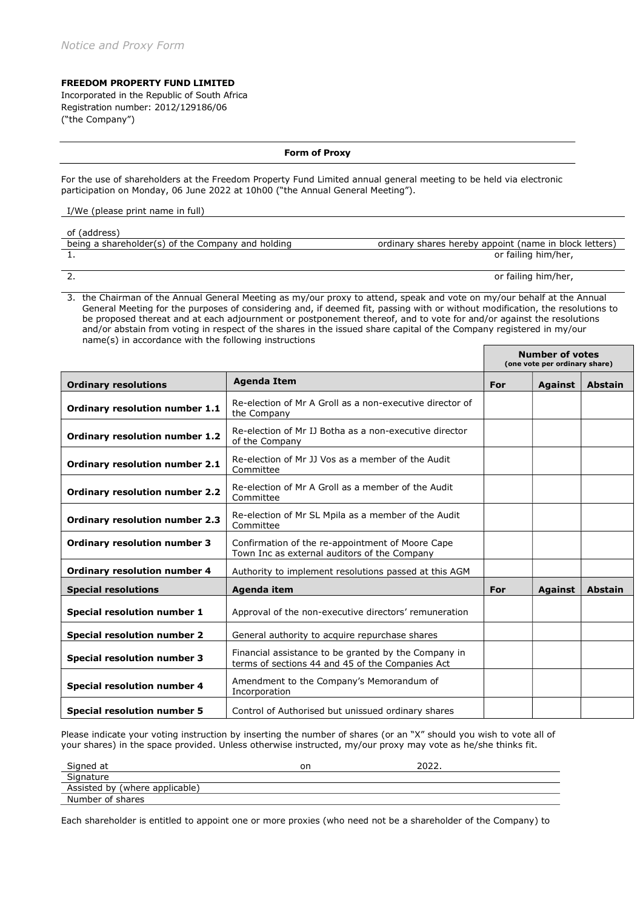*Notice and Proxy Form*

**FREEDOM PROPERTY FUND LIMITED**
Incorporated in the Republic of South Africa
Registration number: 2012/129186/06
("the Company")

---

**Form of Proxy**

---

For the use of shareholders at the Freedom Property Fund Limited annual general meeting to be held via electronic participation on Monday, 06 June 2022 at 10h00 ("the Annual General Meeting").

I/We (please print name in full) ______________________________________________

of (address) ______________________________________________

being a shareholder(s) of the Company and holding ____________ ordinary shares hereby appoint (name in block letters)

1. ______________________________________________ or failing him/her,

2. ______________________________________________ or failing him/her,

3. the Chairman of the Annual General Meeting as my/our proxy to attend, speak and vote on my/our behalf at the Annual General Meeting for the purposes of considering and, if deemed fit, passing with or without modification, the resolutions to be proposed thereat and at each adjournment or postponement thereof, and to vote for and/or against the resolutions and/or abstain from voting in respect of the shares in the issued share capital of the Company registered in my/our name(s) in accordance with the following instructions

| | | Number of votes (one vote per ordinary share) | | |
|---|---|---|---|---|
| **Ordinary resolutions** | **Agenda Item** | **For** | **Against** | **Abstain** |
| **Ordinary resolution number 1.1** | Re-election of Mr A Groll as a non-executive director of the Company | | | |
| **Ordinary resolution number 1.2** | Re-election of Mr IJ Botha as a non-executive director of the Company | | | |
| **Ordinary resolution number 2.1** | Re-election of Mr JJ Vos as a member of the Audit Committee | | | |
| **Ordinary resolution number 2.2** | Re-election of Mr A Groll as a member of the Audit Committee | | | |
| **Ordinary resolution number 2.3** | Re-election of Mr SL Mpila as a member of the Audit Committee | | | |
| **Ordinary resolution number 3** | Confirmation of the re-appointment of Moore Cape Town Inc as external auditors of the Company | | | |
| **Ordinary resolution number 4** | Authority to implement resolutions passed at this AGM | | | |
| **Special resolutions** | **Agenda item** | **For** | **Against** | **Abstain** |
| **Special resolution number 1** | Approval of the non-executive directors' remuneration | | | |
| **Special resolution number 2** | General authority to acquire repurchase shares | | | |
| **Special resolution number 3** | Financial assistance to be granted by the Company in terms of sections 44 and 45 of the Companies Act | | | |
| **Special resolution number 4** | Amendment to the Company's Memorandum of Incorporation | | | |
| **Special resolution number 5** | Control of Authorised but unissued ordinary shares | | | |

Please indicate your voting instruction by inserting the number of shares (or an "X" should you wish to vote all of your shares) in the space provided. Unless otherwise instructed, my/our proxy may vote as he/she thinks fit.

Signed at ____________________ on ____________________ 2022.

Signature ______________________________________________

Assisted by (where applicable) ______________________________________________

Number of shares ______________________________________________

Each shareholder is entitled to appoint one or more proxies (who need not be a shareholder of the Company) to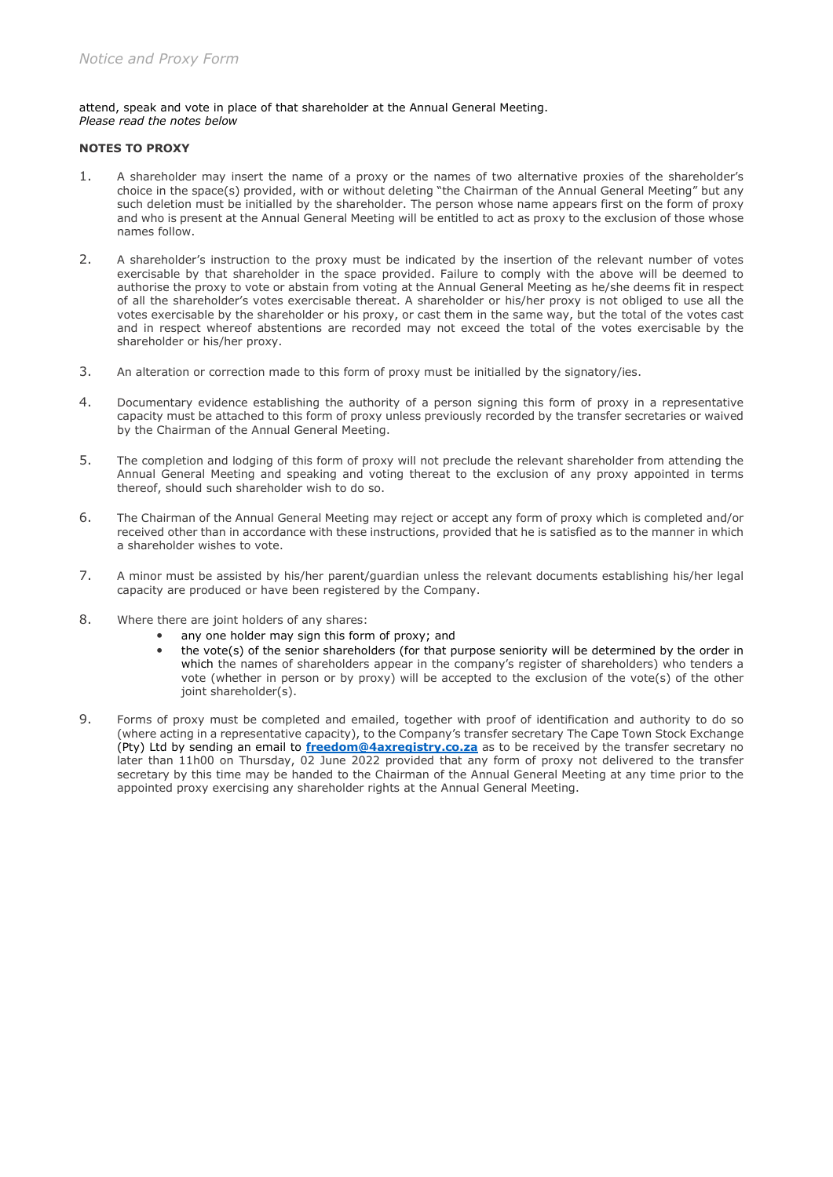attend, speak and vote in place of that shareholder at the Annual General Meeting.
*Please read the notes below*

**NOTES TO PROXY**

1. A shareholder may insert the name of a proxy or the names of two alternative proxies of the shareholder's choice in the space(s) provided, with or without deleting "the Chairman of the Annual General Meeting" but any such deletion must be initialled by the shareholder. The person whose name appears first on the form of proxy and who is present at the Annual General Meeting will be entitled to act as proxy to the exclusion of those whose names follow.

2. A shareholder's instruction to the proxy must be indicated by the insertion of the relevant number of votes exercisable by that shareholder in the space provided. Failure to comply with the above will be deemed to authorise the proxy to vote or abstain from voting at the Annual General Meeting as he/she deems fit in respect of all the shareholder's votes exercisable thereat. A shareholder or his/her proxy is not obliged to use all the votes exercisable by the shareholder or his proxy, or cast them in the same way, but the total of the votes cast and in respect whereof abstentions are recorded may not exceed the total of the votes exercisable by the shareholder or his/her proxy.

3. An alteration or correction made to this form of proxy must be initialled by the signatory/ies.

4. Documentary evidence establishing the authority of a person signing this form of proxy in a representative capacity must be attached to this form of proxy unless previously recorded by the transfer secretaries or waived by the Chairman of the Annual General Meeting.

5. The completion and lodging of this form of proxy will not preclude the relevant shareholder from attending the Annual General Meeting and speaking and voting thereat to the exclusion of any proxy appointed in terms thereof, should such shareholder wish to do so.

6. The Chairman of the Annual General Meeting may reject or accept any form of proxy which is completed and/or received other than in accordance with these instructions, provided that he is satisfied as to the manner in which a shareholder wishes to vote.

7. A minor must be assisted by his/her parent/guardian unless the relevant documents establishing his/her legal capacity are produced or have been registered by the Company.

8. Where there are joint holders of any shares:
   - any one holder may sign this form of proxy; and
   - the vote(s) of the senior shareholders (for that purpose seniority will be determined by the order in which the names of shareholders appear in the company's register of shareholders) who tenders a vote (whether in person or by proxy) will be accepted to the exclusion of the vote(s) of the other joint shareholder(s).

9. Forms of proxy must be completed and emailed, together with proof of identification and authority to do so (where acting in a representative capacity), to the Company's transfer secretary The Cape Town Stock Exchange (Pty) Ltd by sending an email to **freedom@4axregistry.co.za** as to be received by the transfer secretary no later than 11h00 on Thursday, 02 June 2022 provided that any form of proxy not delivered to the transfer secretary by this time may be handed to the Chairman of the Annual General Meeting at any time prior to the appointed proxy exercising any shareholder rights at the Annual General Meeting.